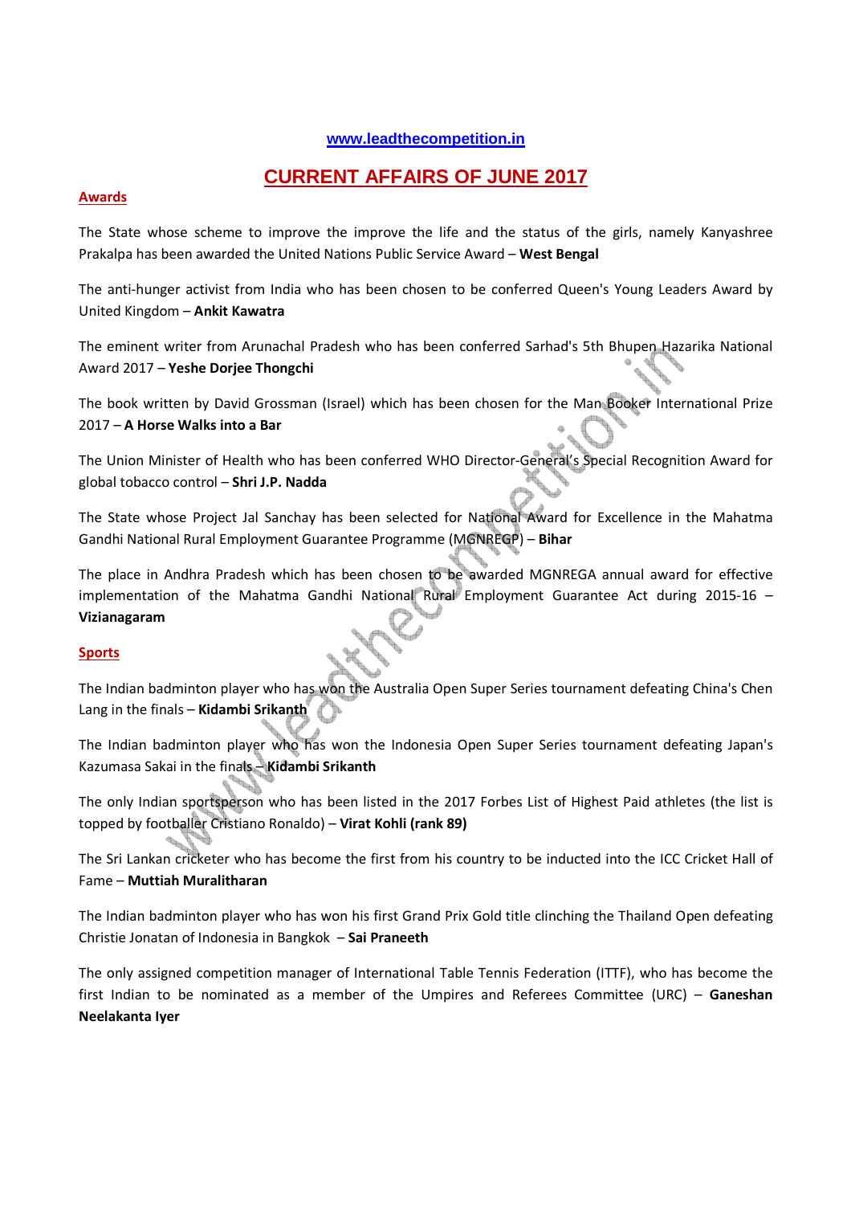www.leadthecompetition.in

# CURRENT AFFAIRS OF JUNE 2017

## Awards

The State whose scheme to improve the improve the life and the status of the girls, namely Kanyashree Prakalpa has been awarded the United Nations Public Service Award – **West Bengal**

The anti-hunger activist from India who has been chosen to be conferred Queen's Young Leaders Award by United Kingdom – **Ankit Kawatra**

The eminent writer from Arunachal Pradesh who has been conferred Sarhad's 5th Bhupen Hazarika National Award 2017 – **Yeshe Dorjee Thongchi**

The book written by David Grossman (Israel) which has been chosen for the Man Booker International Prize 2017 – **A Horse Walks into a Bar**

The Union Minister of Health who has been conferred WHO Director-General's Special Recognition Award for global tobacco control – **Shri J.P. Nadda**

The State whose Project Jal Sanchay has been selected for National Award for Excellence in the Mahatma Gandhi National Rural Employment Guarantee Programme (MGNREGP) – **Bihar**

The place in Andhra Pradesh which has been chosen to be awarded MGNREGA annual award for effective implementation of the Mahatma Gandhi National Rural Employment Guarantee Act during 2015-16 – **Vizianagaram**

## Sports

The Indian badminton player who has won the Australia Open Super Series tournament defeating China's Chen Lang in the finals – **Kidambi Srikanth**

The Indian badminton player who has won the Indonesia Open Super Series tournament defeating Japan's Kazumasa Sakai in the finals – **Kidambi Srikanth**

The only Indian sportsperson who has been listed in the 2017 Forbes List of Highest Paid athletes (the list is topped by footballer Cristiano Ronaldo) – **Virat Kohli (rank 89)**

The Sri Lankan cricketer who has become the first from his country to be inducted into the ICC Cricket Hall of Fame – **Muttiah Muralitharan**

The Indian badminton player who has won his first Grand Prix Gold title clinching the Thailand Open defeating Christie Jonatan of Indonesia in Bangkok – **Sai Praneeth**

The only assigned competition manager of International Table Tennis Federation (ITTF), who has become the first Indian to be nominated as a member of the Umpires and Referees Committee (URC) – **Ganeshan Neelakanta Iyer**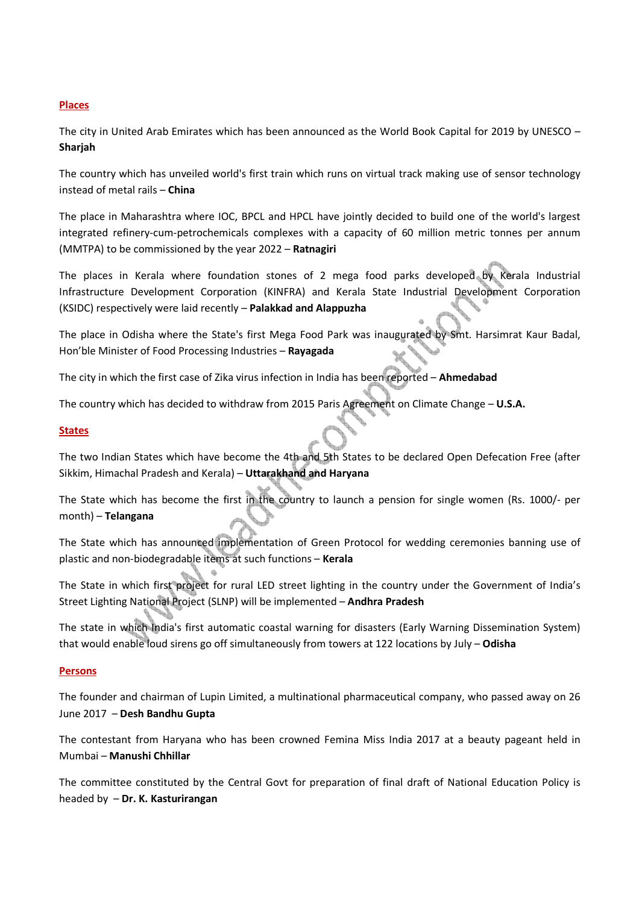## Places

The city in United Arab Emirates which has been announced as the World Book Capital for 2019 by UNESCO – **Sharjah**

The country which has unveiled world's first train which runs on virtual track making use of sensor technology instead of metal rails – **China**

The place in Maharashtra where IOC, BPCL and HPCL have jointly decided to build one of the world's largest integrated refinery-cum-petrochemicals complexes with a capacity of 60 million metric tonnes per annum (MMTPA) to be commissioned by the year 2022 – **Ratnagiri**

The places in Kerala where foundation stones of 2 mega food parks developed by Kerala Industrial Infrastructure Development Corporation (KINFRA) and Kerala State Industrial Development Corporation (KSIDC) respectively were laid recently – **Palakkad and Alappuzha**

The place in Odisha where the State's first Mega Food Park was inaugurated by Smt. Harsimrat Kaur Badal, Hon'ble Minister of Food Processing Industries – **Rayagada**

The city in which the first case of Zika virus infection in India has been reported – **Ahmedabad**

The country which has decided to withdraw from 2015 Paris Agreement on Climate Change – **U.S.A.**

## States

The two Indian States which have become the 4th and 5th States to be declared Open Defecation Free (after Sikkim, Himachal Pradesh and Kerala) – **Uttarakhand and Haryana**

The State which has become the first in the country to launch a pension for single women (Rs. 1000/- per month) – **Telangana**

The State which has announced implementation of Green Protocol for wedding ceremonies banning use of plastic and non-biodegradable items at such functions – **Kerala**

The State in which first project for rural LED street lighting in the country under the Government of India's Street Lighting National Project (SLNP) will be implemented – **Andhra Pradesh**

The state in which India's first automatic coastal warning for disasters (Early Warning Dissemination System) that would enable loud sirens go off simultaneously from towers at 122 locations by July – **Odisha**

## Persons

The founder and chairman of Lupin Limited, a multinational pharmaceutical company, who passed away on 26 June 2017 – **Desh Bandhu Gupta**

The contestant from Haryana who has been crowned Femina Miss India 2017 at a beauty pageant held in Mumbai – **Manushi Chhillar**

The committee constituted by the Central Govt for preparation of final draft of National Education Policy is headed by – **Dr. K. Kasturirangan**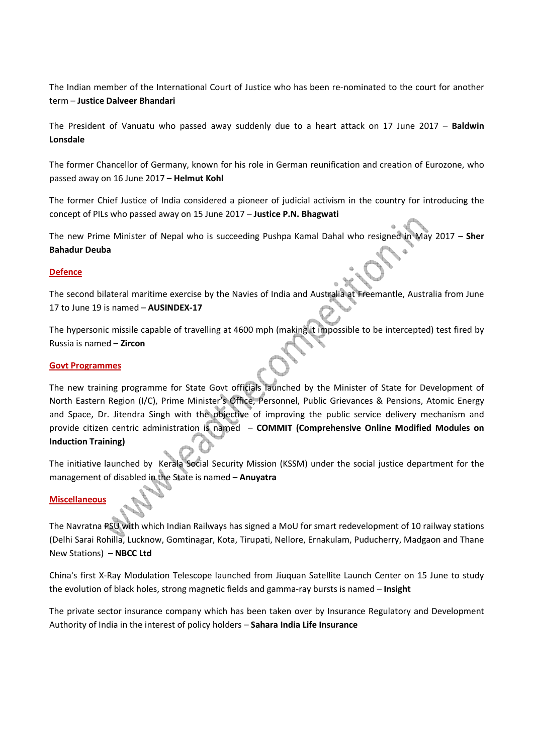The Indian member of the International Court of Justice who has been re-nominated to the court for another term – **Justice Dalveer Bhandari**

The President of Vanuatu who passed away suddenly due to a heart attack on 17 June 2017 – **Baldwin Lonsdale**

The former Chancellor of Germany, known for his role in German reunification and creation of Eurozone, who passed away on 16 June 2017 – **Helmut Kohl**

The former Chief Justice of India considered a pioneer of judicial activism in the country for introducing the concept of PILs who passed away on 15 June 2017 – **Justice P.N. Bhagwati**

The new Prime Minister of Nepal who is succeeding Pushpa Kamal Dahal who resigned in May 2017 – **Sher Bahadur Deuba**

## Defence

The second bilateral maritime exercise by the Navies of India and Australia at Freemantle, Australia from June 17 to June 19 is named – **AUSINDEX-17**

The hypersonic missile capable of travelling at 4600 mph (making it impossible to be intercepted) test fired by Russia is named – **Zircon**

## Govt Programmes

The new training programme for State Govt officials launched by the Minister of State for Development of North Eastern Region (I/C), Prime Minister's Office, Personnel, Public Grievances & Pensions, Atomic Energy and Space, Dr. Jitendra Singh with the objective of improving the public service delivery mechanism and provide citizen centric administration is named – **COMMIT (Comprehensive Online Modified Modules on Induction Training)**

The initiative launched by Kerala Social Security Mission (KSSM) under the social justice department for the management of disabled in the State is named – **Anuyatra**

## Miscellaneous

The Navratna PSU with which Indian Railways has signed a MoU for smart redevelopment of 10 railway stations (Delhi Sarai Rohilla, Lucknow, Gomtinagar, Kota, Tirupati, Nellore, Ernakulam, Puducherry, Madgaon and Thane New Stations) – **NBCC Ltd**

China's first X-Ray Modulation Telescope launched from Jiuquan Satellite Launch Center on 15 June to study the evolution of black holes, strong magnetic fields and gamma-ray bursts is named – **Insight**

The private sector insurance company which has been taken over by Insurance Regulatory and Development Authority of India in the interest of policy holders – **Sahara India Life Insurance**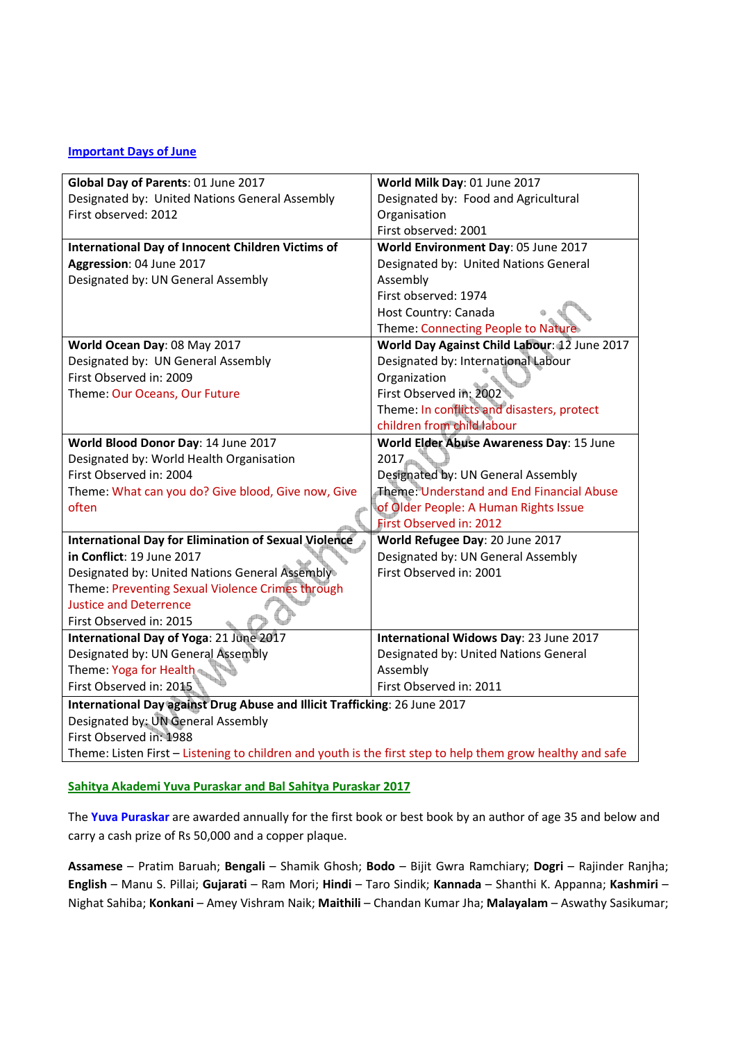## Important Days of June

| | |
|---|---|
| **Global Day of Parents**: 01 June 2017<br>Designated by: United Nations General Assembly<br>First observed: 2012 | **World Milk Day**: 01 June 2017<br>Designated by: Food and Agricultural Organisation<br>First observed: 2001 |
| **International Day of Innocent Children Victims of Aggression**: 04 June 2017<br>Designated by: UN General Assembly | **World Environment Day**: 05 June 2017<br>Designated by: United Nations General Assembly<br>First observed: 1974<br>Host Country: Canada<br>Theme: Connecting People to Nature |
| **World Ocean Day**: 08 May 2017<br>Designated by: UN General Assembly<br>First Observed in: 2009<br>Theme: Our Oceans, Our Future | **World Day Against Child Labour**: 12 June 2017<br>Designated by: International Labour Organization<br>First Observed in: 2002<br>Theme: In conflicts and disasters, protect children from child labour |
| **World Blood Donor Day**: 14 June 2017<br>Designated by: World Health Organisation<br>First Observed in: 2004<br>Theme: What can you do? Give blood, Give now, Give often | **World Elder Abuse Awareness Day**: 15 June 2017<br>Designated by: UN General Assembly<br>Theme: Understand and End Financial Abuse of Older People: A Human Rights Issue<br>First Observed in: 2012 |
| **International Day for Elimination of Sexual Violence in Conflict**: 19 June 2017<br>Designated by: United Nations General Assembly<br>Theme: Preventing Sexual Violence Crimes through Justice and Deterrence<br>First Observed in: 2015 | **World Refugee Day**: 20 June 2017<br>Designated by: UN General Assembly<br>First Observed in: 2001 |
| **International Day of Yoga**: 21 June 2017<br>Designated by: UN General Assembly<br>Theme: Yoga for Health<br>First Observed in: 2015 | **International Widows Day**: 23 June 2017<br>Designated by: United Nations General Assembly<br>First Observed in: 2011 |
| **International Day against Drug Abuse and Illicit Trafficking**: 26 June 2017<br>Designated by: UN General Assembly<br>First Observed in: 1988<br>Theme: Listen First – Listening to children and youth is the first step to help them grow healthy and safe | |

## Sahitya Akademi Yuva Puraskar and Bal Sahitya Puraskar 2017

The **Yuva Puraskar** are awarded annually for the first book or best book by an author of age 35 and below and carry a cash prize of Rs 50,000 and a copper plaque.

**Assamese** – Pratim Baruah; **Bengali** – Shamik Ghosh; **Bodo** – Bijit Gwra Ramchiary; **Dogri** – Rajinder Ranjha; **English** – Manu S. Pillai; **Gujarati** – Ram Mori; **Hindi** – Taro Sindik; **Kannada** – Shanthi K. Appanna; **Kashmiri** – Nighat Sahiba; **Konkani** – Amey Vishram Naik; **Maithili** – Chandan Kumar Jha; **Malayalam** – Aswathy Sasikumar;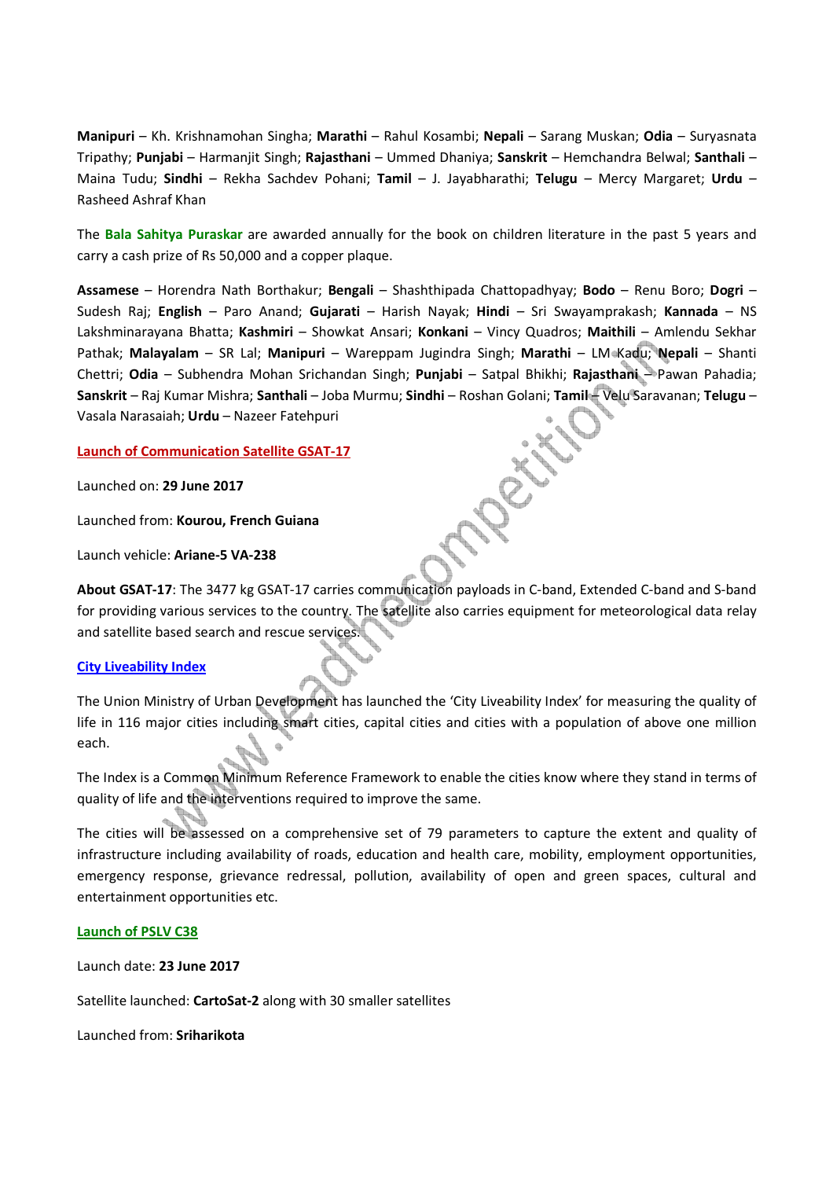**Manipuri** – Kh. Krishnamohan Singha; **Marathi** – Rahul Kosambi; **Nepali** – Sarang Muskan; **Odia** – Suryasnata Tripathy; **Punjabi** – Harmanjit Singh; **Rajasthani** – Ummed Dhaniya; **Sanskrit** – Hemchandra Belwal; **Santhali** – Maina Tudu; **Sindhi** – Rekha Sachdev Pohani; **Tamil** – J. Jayabharathi; **Telugu** – Mercy Margaret; **Urdu** – Rasheed Ashraf Khan

The **Bala Sahitya Puraskar** are awarded annually for the book on children literature in the past 5 years and carry a cash prize of Rs 50,000 and a copper plaque.

**Assamese** – Horendra Nath Borthakur; **Bengali** – Shashthipada Chattopadhyay; **Bodo** – Renu Boro; **Dogri** – Sudesh Raj; **English** – Paro Anand; **Gujarati** – Harish Nayak; **Hindi** – Sri Swayamprakash; **Kannada** – NS Lakshminarayana Bhatta; **Kashmiri** – Showkat Ansari; **Konkani** – Vincy Quadros; **Maithili** – Amlendu Sekhar Pathak; **Malayalam** – SR Lal; **Manipuri** – Wareppam Jugindra Singh; **Marathi** – LM Kadu; **Nepali** – Shanti Chettri; **Odia** – Subhendra Mohan Srichandan Singh; **Punjabi** – Satpal Bhikhi; **Rajasthani** – Pawan Pahadia; **Sanskrit** – Raj Kumar Mishra; **Santhali** – Joba Murmu; **Sindhi** – Roshan Golani; **Tamil** – Velu Saravanan; **Telugu** – Vasala Narasaiah; **Urdu** – Nazeer Fatehpuri

## Launch of Communication Satellite GSAT-17

Launched on: **29 June 2017**

Launched from: **Kourou, French Guiana**

Launch vehicle: **Ariane-5 VA-238**

**About GSAT-17**: The 3477 kg GSAT-17 carries communication payloads in C-band, Extended C-band and S-band for providing various services to the country. The satellite also carries equipment for meteorological data relay and satellite based search and rescue services.

## City Liveability Index

The Union Ministry of Urban Development has launched the 'City Liveability Index' for measuring the quality of life in 116 major cities including smart cities, capital cities and cities with a population of above one million each.

The Index is a Common Minimum Reference Framework to enable the cities know where they stand in terms of quality of life and the interventions required to improve the same.

The cities will be assessed on a comprehensive set of 79 parameters to capture the extent and quality of infrastructure including availability of roads, education and health care, mobility, employment opportunities, emergency response, grievance redressal, pollution, availability of open and green spaces, cultural and entertainment opportunities etc.

## Launch of PSLV C38

Launch date: **23 June 2017**

Satellite launched: **CartoSat-2** along with 30 smaller satellites

Launched from: **Sriharikota**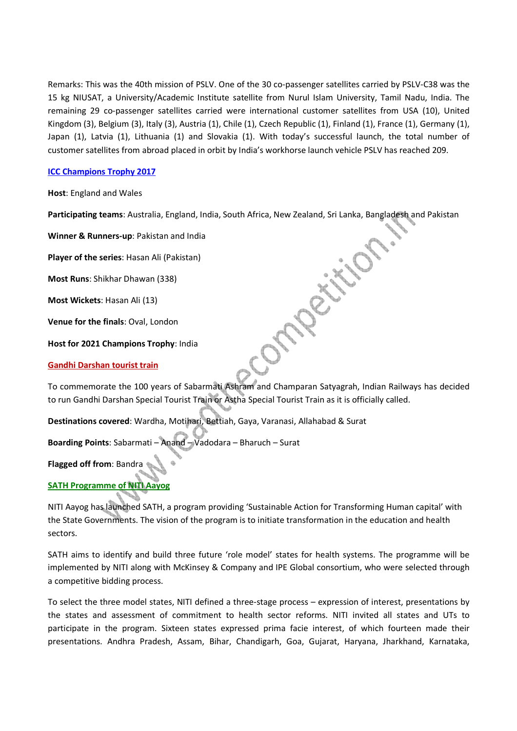Remarks: This was the 40th mission of PSLV. One of the 30 co-passenger satellites carried by PSLV-C38 was the 15 kg NIUSAT, a University/Academic Institute satellite from Nurul Islam University, Tamil Nadu, India. The remaining 29 co-passenger satellites carried were international customer satellites from USA (10), United Kingdom (3), Belgium (3), Italy (3), Austria (1), Chile (1), Czech Republic (1), Finland (1), France (1), Germany (1), Japan (1), Latvia (1), Lithuania (1) and Slovakia (1). With today's successful launch, the total number of customer satellites from abroad placed in orbit by India's workhorse launch vehicle PSLV has reached 209.

## ICC Champions Trophy 2017

**Host**: England and Wales

**Participating teams**: Australia, England, India, South Africa, New Zealand, Sri Lanka, Bangladesh and Pakistan

**Winner & Runners-up**: Pakistan and India

**Player of the series**: Hasan Ali (Pakistan)

**Most Runs**: Shikhar Dhawan (338)

**Most Wickets**: Hasan Ali (13)

**Venue for the finals**: Oval, London

**Host for 2021 Champions Trophy**: India

## Gandhi Darshan tourist train

To commemorate the 100 years of Sabarmati Ashram and Champaran Satyagrah, Indian Railways has decided to run Gandhi Darshan Special Tourist Train or Astha Special Tourist Train as it is officially called.

**Destinations covered**: Wardha, Motihari, Bettiah, Gaya, Varanasi, Allahabad & Surat

**Boarding Points**: Sabarmati – Anand – Vadodara – Bharuch – Surat

**Flagged off from**: Bandra

## SATH Programme of NITI Aayog

NITI Aayog has launched SATH, a program providing 'Sustainable Action for Transforming Human capital' with the State Governments. The vision of the program is to initiate transformation in the education and health sectors.

SATH aims to identify and build three future 'role model' states for health systems. The programme will be implemented by NITI along with McKinsey & Company and IPE Global consortium, who were selected through a competitive bidding process.

To select the three model states, NITI defined a three-stage process – expression of interest, presentations by the states and assessment of commitment to health sector reforms. NITI invited all states and UTs to participate in the program. Sixteen states expressed prima facie interest, of which fourteen made their presentations. Andhra Pradesh, Assam, Bihar, Chandigarh, Goa, Gujarat, Haryana, Jharkhand, Karnataka,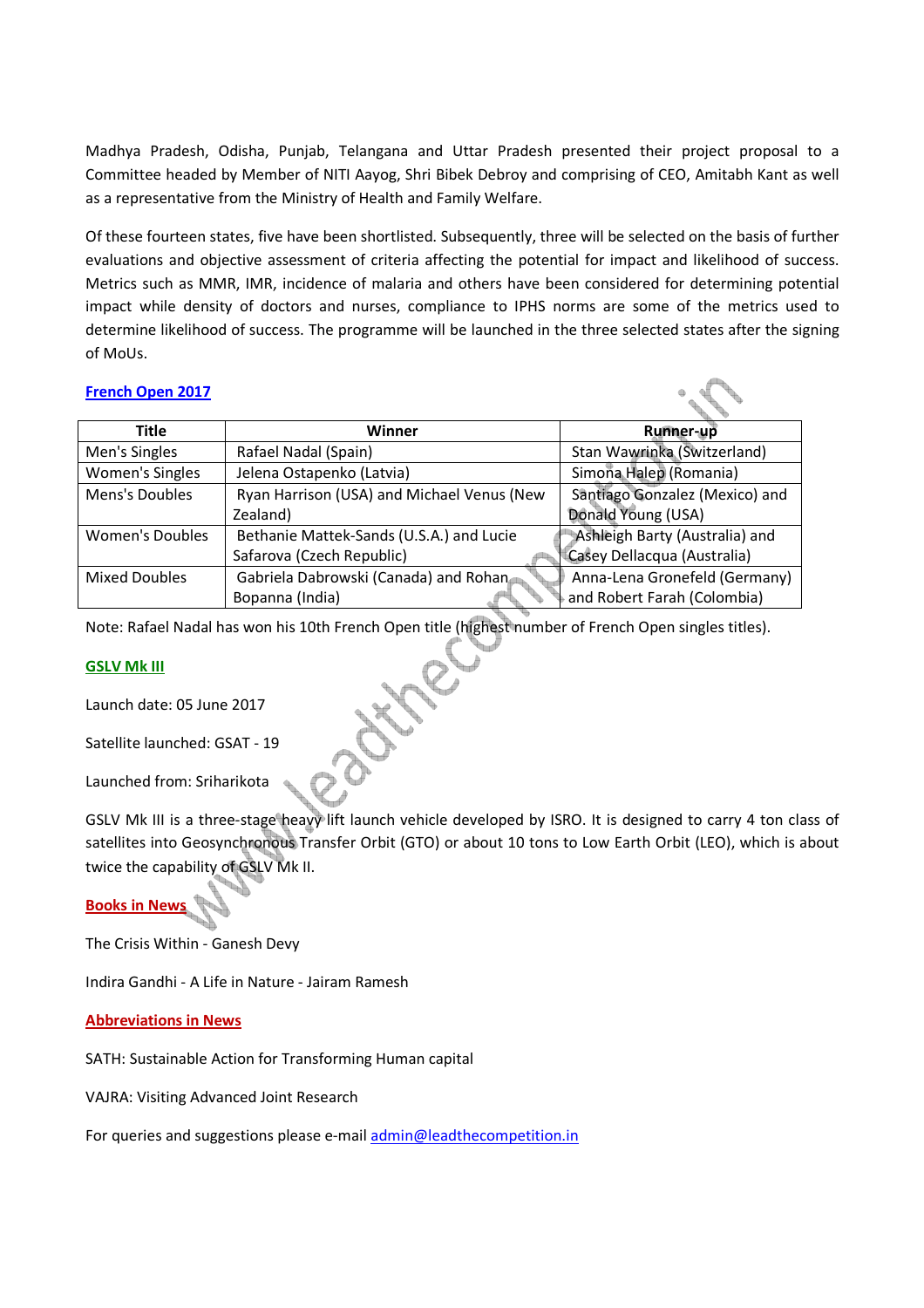Madhya Pradesh, Odisha, Punjab, Telangana and Uttar Pradesh presented their project proposal to a Committee headed by Member of NITI Aayog, Shri Bibek Debroy and comprising of CEO, Amitabh Kant as well as a representative from the Ministry of Health and Family Welfare.

Of these fourteen states, five have been shortlisted. Subsequently, three will be selected on the basis of further evaluations and objective assessment of criteria affecting the potential for impact and likelihood of success. Metrics such as MMR, IMR, incidence of malaria and others have been considered for determining potential impact while density of doctors and nurses, compliance to IPHS norms are some of the metrics used to determine likelihood of success. The programme will be launched in the three selected states after the signing of MoUs.

## French Open 2017

| Title | Winner | Runner-up |
| --- | --- | --- |
| Men's Singles | Rafael Nadal (Spain) | Stan Wawrinka (Switzerland) |
| Women's Singles | Jelena Ostapenko (Latvia) | Simona Halep (Romania) |
| Mens's Doubles | Ryan Harrison (USA) and Michael Venus (New Zealand) | Santiago Gonzalez (Mexico) and Donald Young (USA) |
| Women's Doubles | Bethanie Mattek-Sands (U.S.A.) and Lucie Safarova (Czech Republic) | Ashleigh Barty (Australia) and Casey Dellacqua (Australia) |
| Mixed Doubles | Gabriela Dabrowski (Canada) and Rohan Bopanna (India) | Anna-Lena Gronefeld (Germany) and Robert Farah (Colombia) |

Note: Rafael Nadal has won his 10th French Open title (highest number of French Open singles titles).

## GSLV Mk III

Launch date: 05 June 2017

Satellite launched: GSAT - 19

Launched from: Sriharikota

GSLV Mk III is a three-stage heavy lift launch vehicle developed by ISRO. It is designed to carry 4 ton class of satellites into Geosynchronous Transfer Orbit (GTO) or about 10 tons to Low Earth Orbit (LEO), which is about twice the capability of GSLV Mk II.

## Books in News

The Crisis Within - Ganesh Devy

Indira Gandhi - A Life in Nature - Jairam Ramesh

## Abbreviations in News

SATH: Sustainable Action for Transforming Human capital

VAJRA: Visiting Advanced Joint Research

For queries and suggestions please e-mail admin@leadthecompetition.in